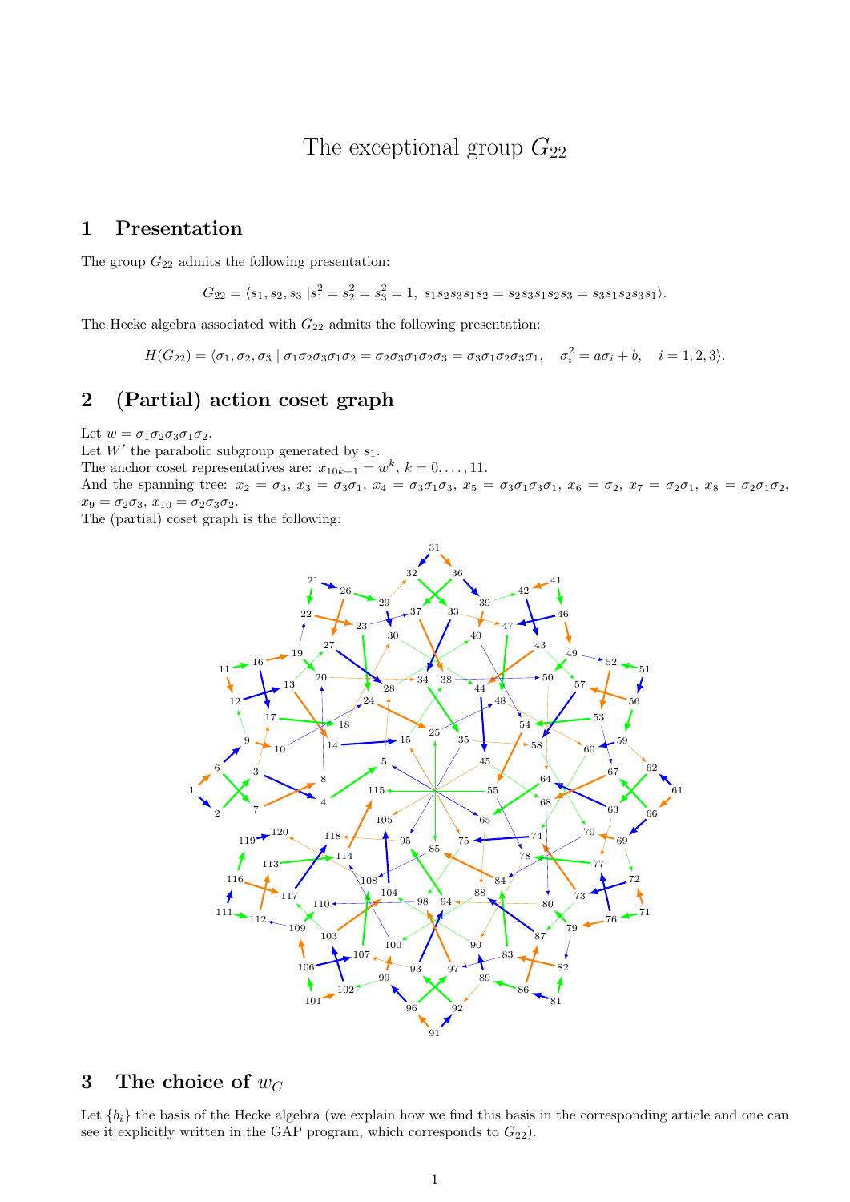# The exceptional group $G_{22}$

## 1 Presentation

The group $G_{22}$ admits the following presentation:

$$G_{22} = \langle s_1, s_2, s_3 \mid s_1^2 = s_2^2 = s_3^2 = 1,\ s_1s_2s_3s_1s_2 = s_2s_3s_1s_2s_3 = s_3s_1s_2s_3s_1 \rangle.$$

The Hecke algebra associated with $G_{22}$ admits the following presentation:

$$H(G_{22}) = \langle \sigma_1, \sigma_2, \sigma_3 \mid \sigma_1\sigma_2\sigma_3\sigma_1\sigma_2 = \sigma_2\sigma_3\sigma_1\sigma_2\sigma_3 = \sigma_3\sigma_1\sigma_2\sigma_3\sigma_1, \quad \sigma_i^2 = a\sigma_i + b, \quad i = 1, 2, 3 \rangle.$$

## 2 (Partial) action coset graph

Let $w = \sigma_1\sigma_2\sigma_3\sigma_1\sigma_2$.
Let $W'$ the parabolic subgroup generated by $s_1$.
The anchor coset representatives are: $x_{10k+1} = w^k$, $k = 0, \ldots, 11$.
And the spanning tree: $x_2 = \sigma_3$, $x_3 = \sigma_3\sigma_1$, $x_4 = \sigma_3\sigma_1\sigma_3$, $x_5 = \sigma_3\sigma_1\sigma_3\sigma_1$, $x_6 = \sigma_2$, $x_7 = \sigma_2\sigma_1$, $x_8 = \sigma_2\sigma_1\sigma_2$, $x_9 = \sigma_2\sigma_3$, $x_{10} = \sigma_2\sigma_3\sigma_2$.
The (partial) coset graph is the following:

## 3 The choice of $w_C$

Let $\{b_i\}$ the basis of the Hecke algebra (we explain how we find this basis in the corresponding article and one can see it explicitly written in the GAP program, which corresponds to $G_{22}$).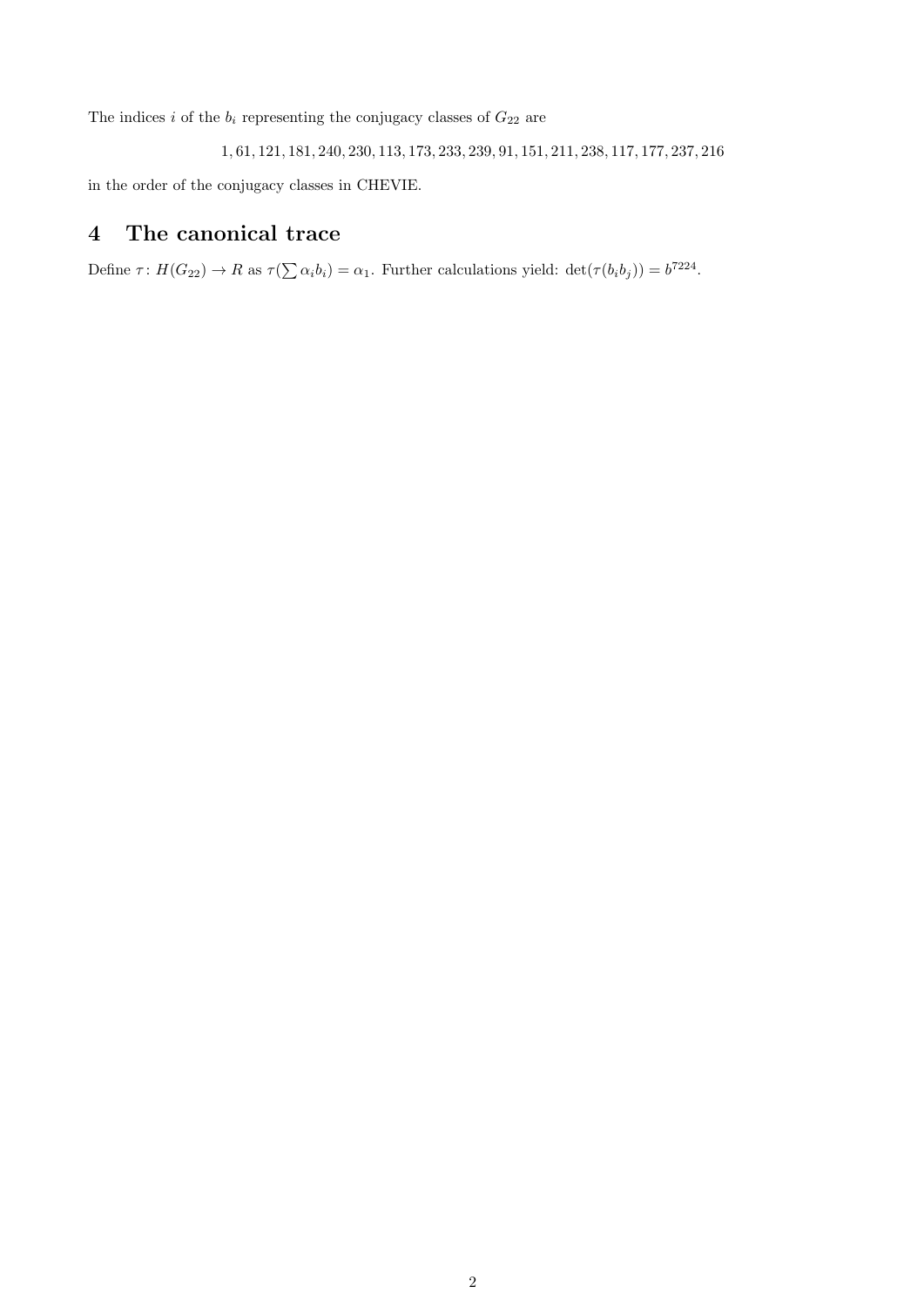The indices $i$ of the $b_i$ representing the conjugacy classes of $G_{22}$ are

$$1, 61, 121, 181, 240, 230, 113, 173, 233, 239, 91, 151, 211, 238, 117, 177, 237, 216$$

in the order of the conjugacy classes in CHEVIE.

## 4 The canonical trace

Define $\tau \colon H(G_{22}) \to R$ as $\tau(\sum \alpha_i b_i) = \alpha_1$. Further calculations yield: $\det(\tau(b_i b_j)) = b^{7224}$.